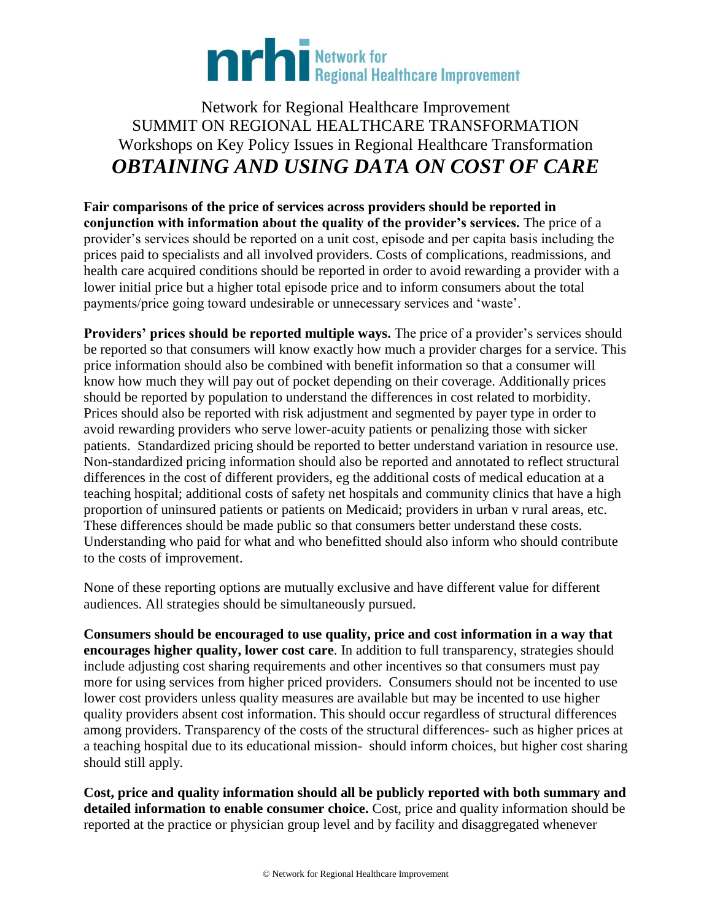nrhi Network for Regional Healthcare Improvement

Network for Regional Healthcare Improvement
SUMMIT ON REGIONAL HEALTHCARE TRANSFORMATION
Workshops on Key Policy Issues in Regional Healthcare Transformation

# *OBTAINING AND USING DATA ON COST OF CARE*

**Fair comparisons of the price of services across providers should be reported in conjunction with information about the quality of the provider's services.** The price of a provider's services should be reported on a unit cost, episode and per capita basis including the prices paid to specialists and all involved providers. Costs of complications, readmissions, and health care acquired conditions should be reported in order to avoid rewarding a provider with a lower initial price but a higher total episode price and to inform consumers about the total payments/price going toward undesirable or unnecessary services and 'waste'.

**Providers' prices should be reported multiple ways.** The price of a provider's services should be reported so that consumers will know exactly how much a provider charges for a service. This price information should also be combined with benefit information so that a consumer will know how much they will pay out of pocket depending on their coverage. Additionally prices should be reported by population to understand the differences in cost related to morbidity. Prices should also be reported with risk adjustment and segmented by payer type in order to avoid rewarding providers who serve lower-acuity patients or penalizing those with sicker patients. Standardized pricing should be reported to better understand variation in resource use. Non-standardized pricing information should also be reported and annotated to reflect structural differences in the cost of different providers, eg the additional costs of medical education at a teaching hospital; additional costs of safety net hospitals and community clinics that have a high proportion of uninsured patients or patients on Medicaid; providers in urban v rural areas, etc. These differences should be made public so that consumers better understand these costs. Understanding who paid for what and who benefitted should also inform who should contribute to the costs of improvement.

None of these reporting options are mutually exclusive and have different value for different audiences. All strategies should be simultaneously pursued.

**Consumers should be encouraged to use quality, price and cost information in a way that encourages higher quality, lower cost care**. In addition to full transparency, strategies should include adjusting cost sharing requirements and other incentives so that consumers must pay more for using services from higher priced providers. Consumers should not be incented to use lower cost providers unless quality measures are available but may be incented to use higher quality providers absent cost information. This should occur regardless of structural differences among providers. Transparency of the costs of the structural differences- such as higher prices at a teaching hospital due to its educational mission- should inform choices, but higher cost sharing should still apply.

**Cost, price and quality information should all be publicly reported with both summary and detailed information to enable consumer choice.** Cost, price and quality information should be reported at the practice or physician group level and by facility and disaggregated whenever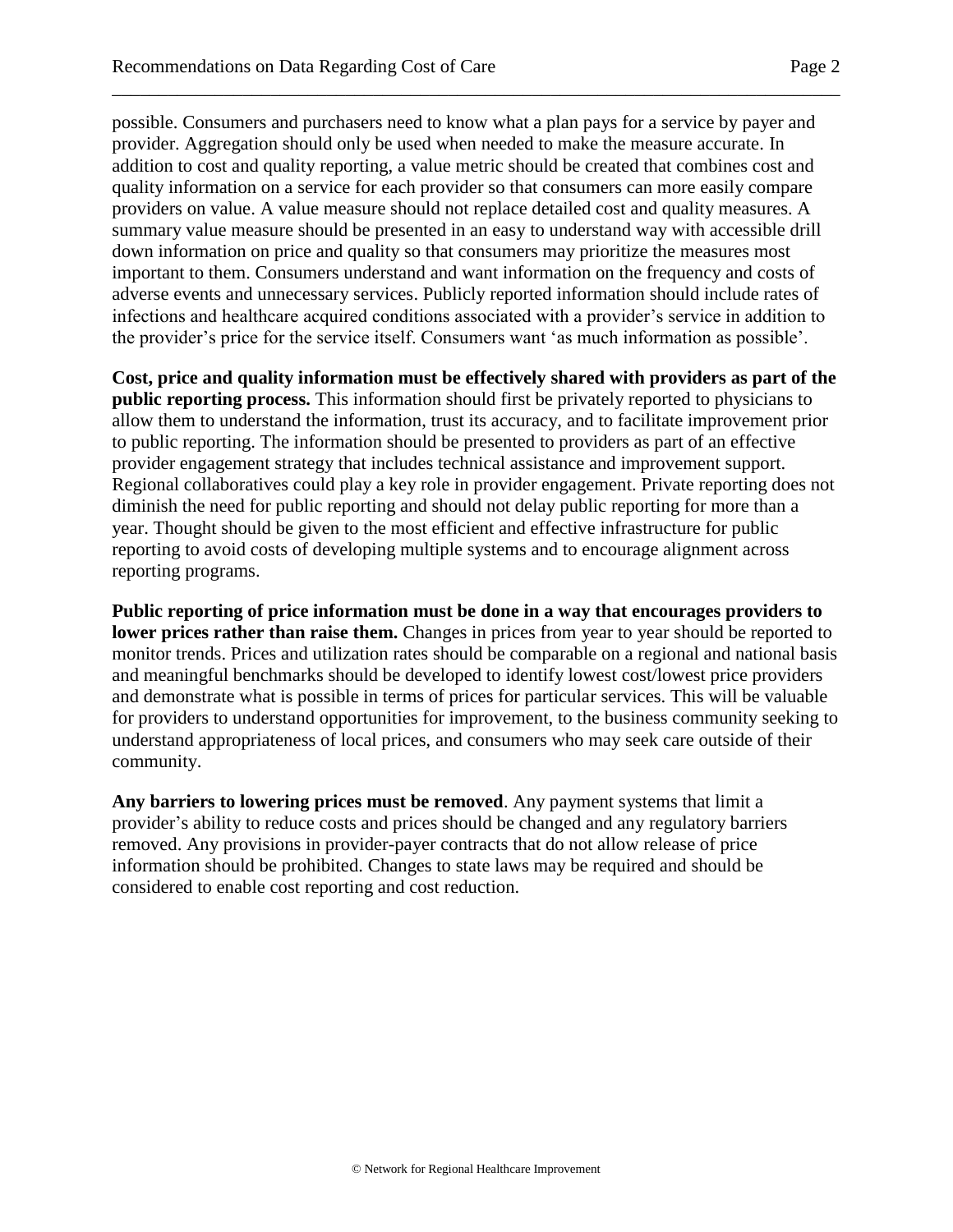possible. Consumers and purchasers need to know what a plan pays for a service by payer and provider. Aggregation should only be used when needed to make the measure accurate. In addition to cost and quality reporting, a value metric should be created that combines cost and quality information on a service for each provider so that consumers can more easily compare providers on value. A value measure should not replace detailed cost and quality measures. A summary value measure should be presented in an easy to understand way with accessible drill down information on price and quality so that consumers may prioritize the measures most important to them. Consumers understand and want information on the frequency and costs of adverse events and unnecessary services. Publicly reported information should include rates of infections and healthcare acquired conditions associated with a provider's service in addition to the provider's price for the service itself. Consumers want 'as much information as possible'.

**Cost, price and quality information must be effectively shared with providers as part of the public reporting process.** This information should first be privately reported to physicians to allow them to understand the information, trust its accuracy, and to facilitate improvement prior to public reporting. The information should be presented to providers as part of an effective provider engagement strategy that includes technical assistance and improvement support. Regional collaboratives could play a key role in provider engagement. Private reporting does not diminish the need for public reporting and should not delay public reporting for more than a year. Thought should be given to the most efficient and effective infrastructure for public reporting to avoid costs of developing multiple systems and to encourage alignment across reporting programs.

**Public reporting of price information must be done in a way that encourages providers to lower prices rather than raise them.** Changes in prices from year to year should be reported to monitor trends. Prices and utilization rates should be comparable on a regional and national basis and meaningful benchmarks should be developed to identify lowest cost/lowest price providers and demonstrate what is possible in terms of prices for particular services. This will be valuable for providers to understand opportunities for improvement, to the business community seeking to understand appropriateness of local prices, and consumers who may seek care outside of their community.

**Any barriers to lowering prices must be removed**. Any payment systems that limit a provider's ability to reduce costs and prices should be changed and any regulatory barriers removed. Any provisions in provider-payer contracts that do not allow release of price information should be prohibited. Changes to state laws may be required and should be considered to enable cost reporting and cost reduction.